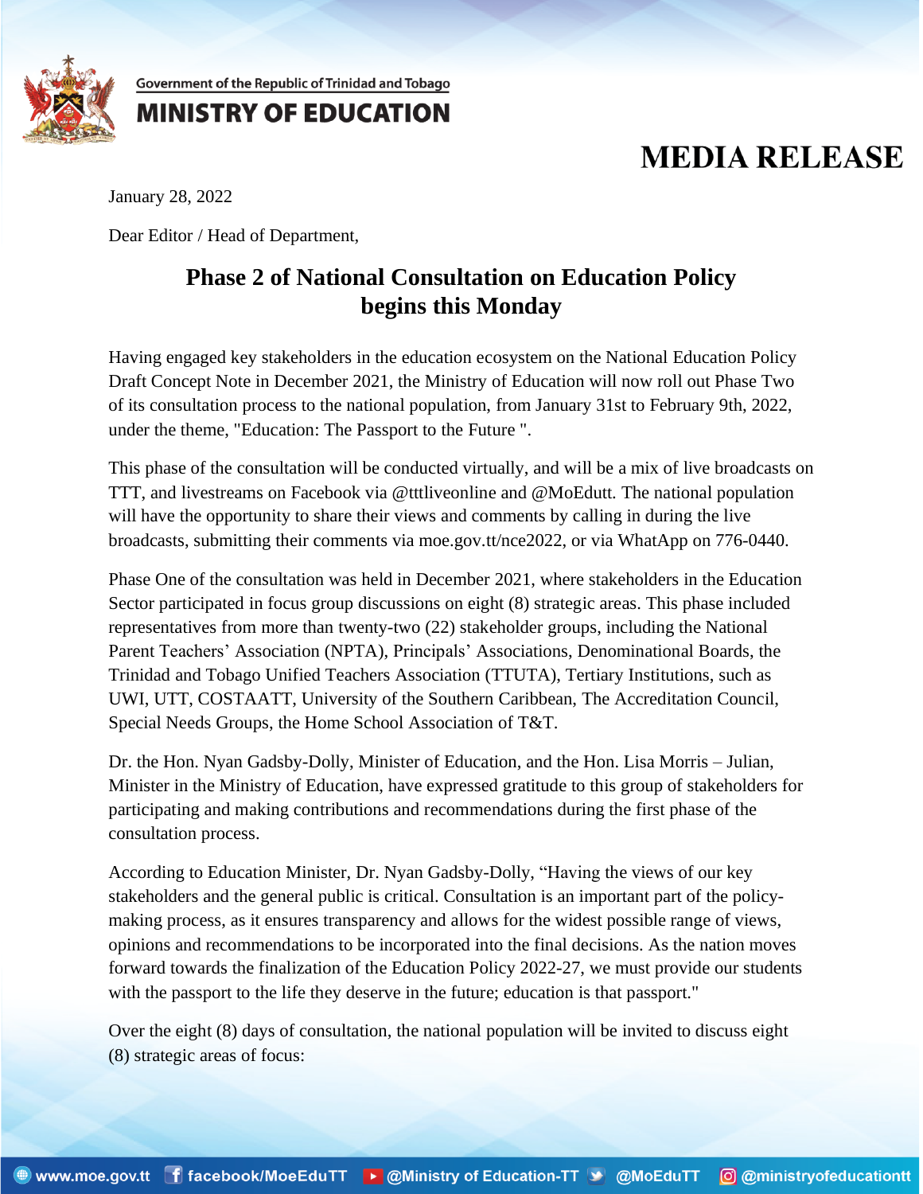Government of the Republic of Trinidad and Tobago

**MINISTRY OF EDUCATION**

# MEDIA RELEASE

January 28, 2022

Dear Editor / Head of Department,

## Phase 2 of National Consultation on Education Policy begins this Monday

Having engaged key stakeholders in the education ecosystem on the National Education Policy Draft Concept Note in December 2021, the Ministry of Education will now roll out Phase Two of its consultation process to the national population, from January 31st to February 9th, 2022, under the theme, "Education: The Passport to the Future ".

This phase of the consultation will be conducted virtually, and will be a mix of live broadcasts on TTT, and livestreams on Facebook via @tttliveonline and @MoEdutt. The national population will have the opportunity to share their views and comments by calling in during the live broadcasts, submitting their comments via moe.gov.tt/nce2022, or via WhatsApp on 776-0440.

Phase One of the consultation was held in December 2021, where stakeholders in the Education Sector participated in focus group discussions on eight (8) strategic areas. This phase included representatives from more than twenty-two (22) stakeholder groups, including the National Parent Teachers' Association (NPTA), Principals' Associations, Denominational Boards, the Trinidad and Tobago Unified Teachers Association (TTUTA), Tertiary Institutions, such as UWI, UTT, COSTAATT, University of the Southern Caribbean, The Accreditation Council, Special Needs Groups, the Home School Association of T&T.

Dr. the Hon. Nyan Gadsby-Dolly, Minister of Education, and the Hon. Lisa Morris – Julian, Minister in the Ministry of Education, have expressed gratitude to this group of stakeholders for participating and making contributions and recommendations during the first phase of the consultation process.

According to Education Minister, Dr. Nyan Gadsby-Dolly, "Having the views of our key stakeholders and the general public is critical. Consultation is an important part of the policy-making process, as it ensures transparency and allows for the widest possible range of views, opinions and recommendations to be incorporated into the final decisions. As the nation moves forward towards the finalization of the Education Policy 2022-27, we must provide our students with the passport to the life they deserve in the future; education is that passport."

Over the eight (8) days of consultation, the national population will be invited to discuss eight (8) strategic areas of focus: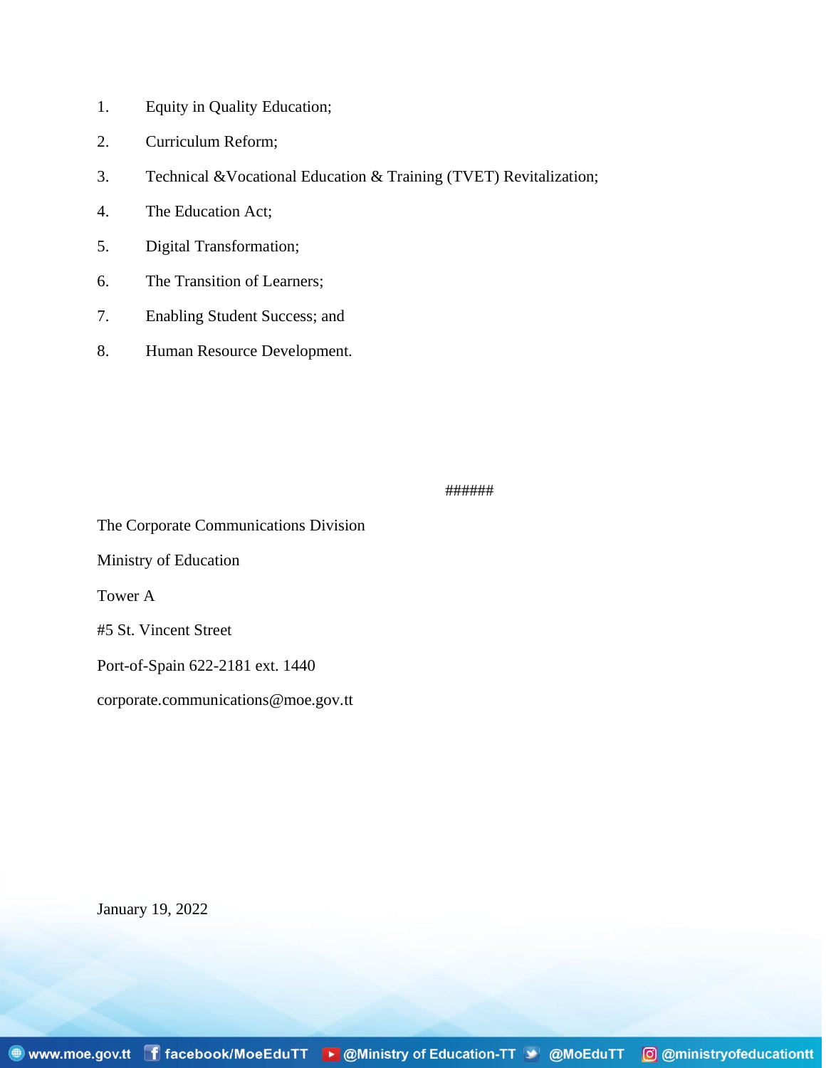1. Equity in Quality Education;
2. Curriculum Reform;
3. Technical &Vocational Education & Training (TVET) Revitalization;
4. The Education Act;
5. Digital Transformation;
6. The Transition of Learners;
7. Enabling Student Success; and
8. Human Resource Development.

######

The Corporate Communications Division

Ministry of Education

Tower A

#5 St. Vincent Street

Port-of-Spain 622-2181 ext. 1440

corporate.communications@moe.gov.tt

January 19, 2022